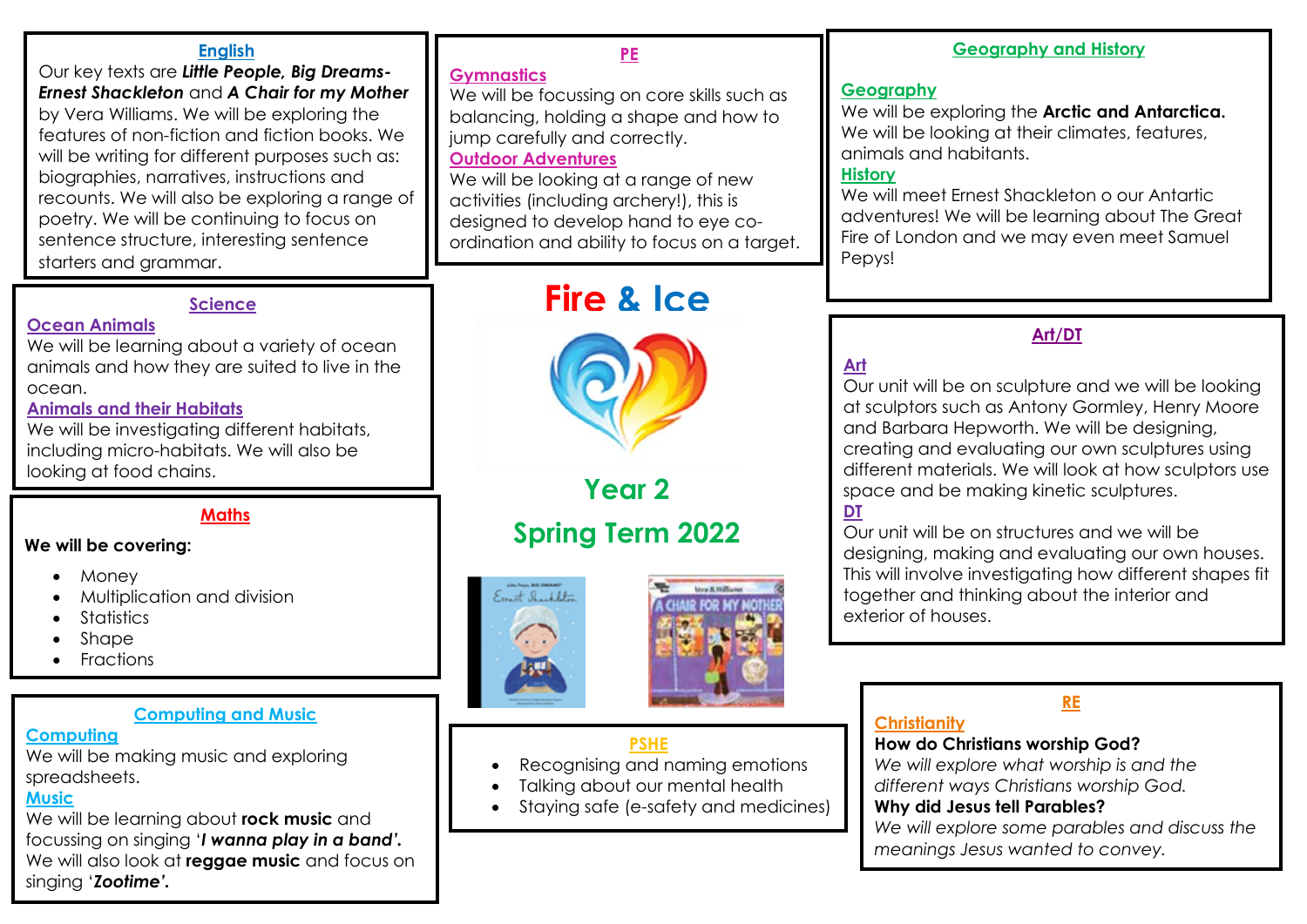# Fire & Ice

## Year 2

## Spring Term 2022

## English

Our key texts are ***Little People, Big Dreams- Ernest Shackleton*** and ***A Chair for my Mother*** by Vera Williams. We will be exploring the features of non-fiction and fiction books. We will be writing for different purposes such as: biographies, narratives, instructions and recounts. We will also be exploring a range of poetry. We will be continuing to focus on sentence structure, interesting sentence starters and grammar.

## Science

### Ocean Animals

We will be learning about a variety of ocean animals and how they are suited to live in the ocean.

### Animals and their Habitats

We will be investigating different habitats, including micro-habitats. We will also be looking at food chains.

## Maths

**We will be covering:**

- Money
- Multiplication and division
- Statistics
- Shape
- Fractions

## Computing and Music

### Computing

We will be making music and exploring spreadsheets.

### Music

We will be learning about **rock music** and focussing on singing '***I wanna play in a band'.*** We will also look at **reggae music** and focus on singing '***Zootime'.***

## PE

### Gymnastics

We will be focussing on core skills such as balancing, holding a shape and how to jump carefully and correctly.

### Outdoor Adventures

We will be looking at a range of new activities (including archery!), this is designed to develop hand to eye co-ordination and ability to focus on a target.

## PSHE

- Recognising and naming emotions
- Talking about our mental health
- Staying safe (e-safety and medicines)

## Geography and History

### Geography

We will be exploring the **Arctic and Antarctica.** We will be looking at their climates, features, animals and habitants.

### History

We will meet Ernest Shackleton o our Antartic adventures! We will be learning about The Great Fire of London and we may even meet Samuel Pepys!

## Art/DT

### Art

Our unit will be on sculpture and we will be looking at sculptors such as Antony Gormley, Henry Moore and Barbara Hepworth. We will be designing, creating and evaluating our own sculptures using different materials. We will look at how sculptors use space and be making kinetic sculptures.

### DT

Our unit will be on structures and we will be designing, making and evaluating our own houses. This will involve investigating how different shapes fit together and thinking about the interior and exterior of houses.

## RE

### Christianity

**How do Christians worship God?**

*We will explore what worship is and the different ways Christians worship God.*

**Why did Jesus tell Parables?**

*We will explore some parables and discuss the meanings Jesus wanted to convey.*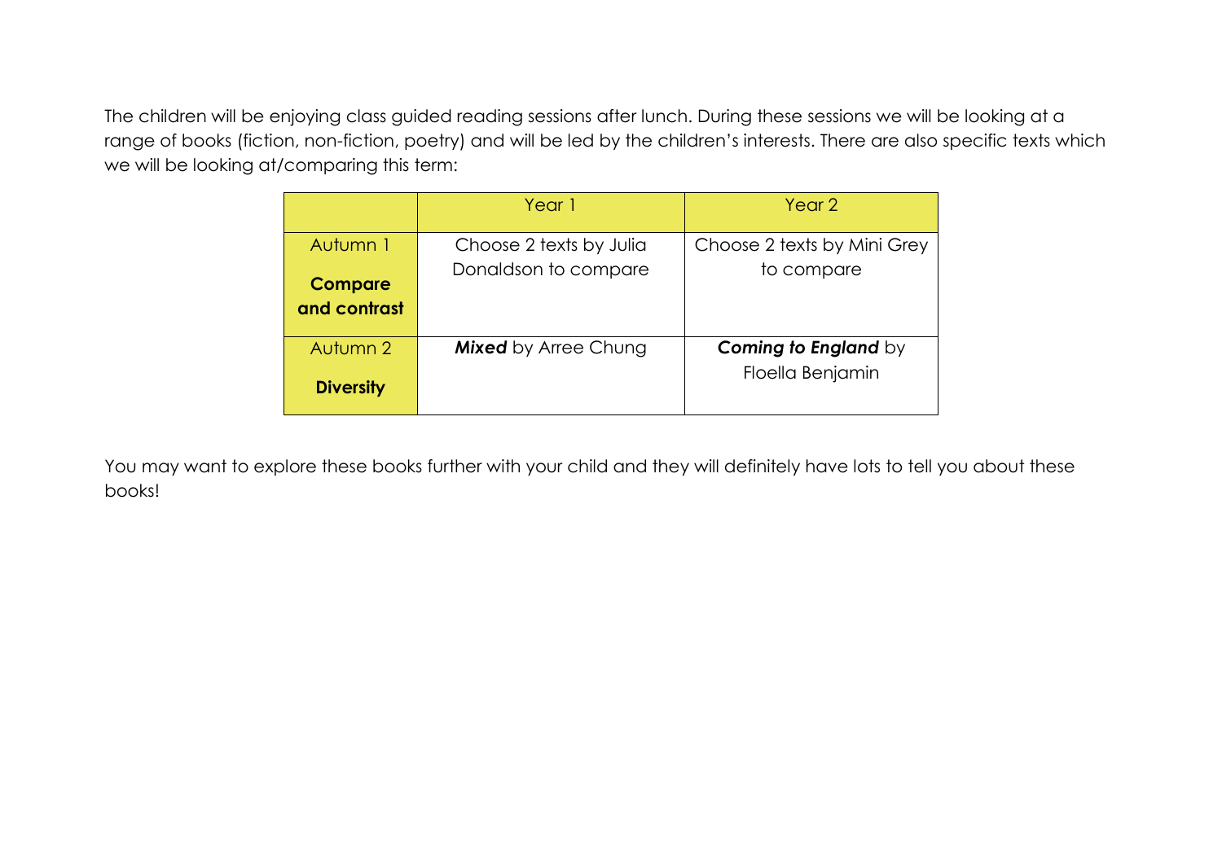The children will be enjoying class guided reading sessions after lunch. During these sessions we will be looking at a range of books (fiction, non-fiction, poetry) and will be led by the children's interests. There are also specific texts which we will be looking at/comparing this term:

| | Year 1 | Year 2 |
|---|---|---|
| Autumn 1<br>**Compare and contrast** | Choose 2 texts by Julia Donaldson to compare | Choose 2 texts by Mini Grey to compare |
| Autumn 2<br>**Diversity** | ***Mixed*** by Arree Chung | ***Coming to England*** by Floella Benjamin |

You may want to explore these books further with your child and they will definitely have lots to tell you about these books!